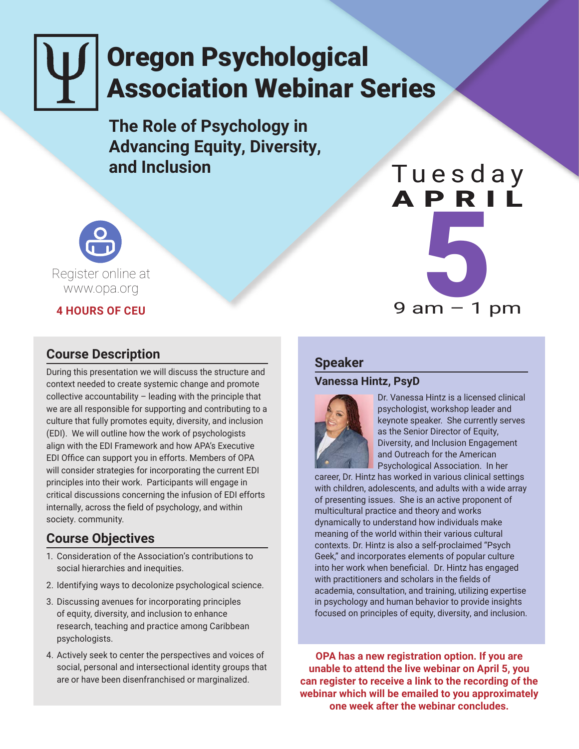# Oregon Psychological Association Webinar Series

## The Role of Psychology in Advancing Equity, Diversity, and Inclusion

Tuesday **APRIL 5**

9 am – 1 pm

Register online at www.opa.org

**4 HOURS OF CEU**

## Course Description

During this presentation we will discuss the structure and context needed to create systemic change and promote collective accountability – leading with the principle that we are all responsible for supporting and contributing to a culture that fully promotes equity, diversity, and inclusion (EDI). We will outline how the work of psychologists align with the EDI Framework and how APA's Executive EDI Office can support you in efforts. Members of OPA will consider strategies for incorporating the current EDI principles into their work. Participants will engage in critical discussions concerning the infusion of EDI efforts internally, across the field of psychology, and within society. community.

## Course Objectives

1. Consideration of the Association's contributions to social hierarchies and inequities.
2. Identifying ways to decolonize psychological science.
3. Discussing avenues for incorporating principles of equity, diversity, and inclusion to enhance research, teaching and practice among Caribbean psychologists.
4. Actively seek to center the perspectives and voices of social, personal and intersectional identity groups that are or have been disenfranchised or marginalized.

## Speaker

### Vanessa Hintz, PsyD

Dr. Vanessa Hintz is a licensed clinical psychologist, workshop leader and keynote speaker. She currently serves as the Senior Director of Equity, Diversity, and Inclusion Engagement and Outreach for the American Psychological Association. In her career, Dr. Hintz has worked in various clinical settings with children, adolescents, and adults with a wide array of presenting issues. She is an active proponent of multicultural practice and theory and works dynamically to understand how individuals make meaning of the world within their various cultural contexts. Dr. Hintz is also a self-proclaimed "Psych Geek," and incorporates elements of popular culture into her work when beneficial. Dr. Hintz has engaged with practitioners and scholars in the fields of academia, consultation, and training, utilizing expertise in psychology and human behavior to provide insights focused on principles of equity, diversity, and inclusion.

**OPA has a new registration option. If you are unable to attend the live webinar on April 5, you can register to receive a link to the recording of the webinar which will be emailed to you approximately one week after the webinar concludes.**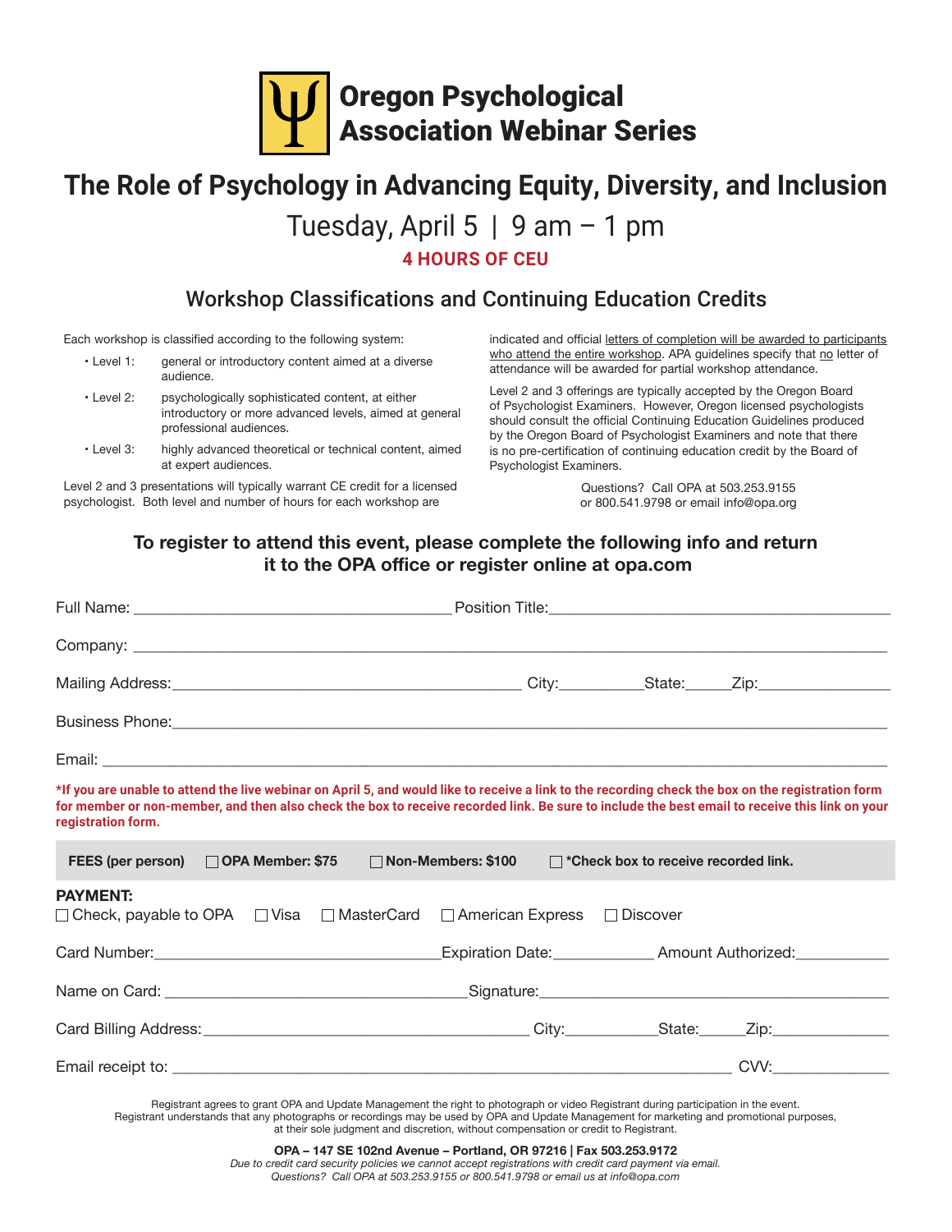# Oregon Psychological Association Webinar Series

## The Role of Psychology in Advancing Equity, Diversity, and Inclusion

Tuesday, April 5 | 9 am – 1 pm

**4 HOURS OF CEU**

### Workshop Classifications and Continuing Education Credits

Each workshop is classified according to the following system:

- Level 1: general or introductory content aimed at a diverse audience.
- Level 2: psychologically sophisticated content, at either introductory or more advanced levels, aimed at general professional audiences.
- Level 3: highly advanced theoretical or technical content, aimed at expert audiences.

Level 2 and 3 presentations will typically warrant CE credit for a licensed psychologist. Both level and number of hours for each workshop are indicated and official letters of completion will be awarded to participants who attend the entire workshop. APA guidelines specify that no letter of attendance will be awarded for partial workshop attendance.

Level 2 and 3 offerings are typically accepted by the Oregon Board of Psychologist Examiners. However, Oregon licensed psychologists should consult the official Continuing Education Guidelines produced by the Oregon Board of Psychologist Examiners and note that there is no pre-certification of continuing education credit by the Board of Psychologist Examiners.

Questions? Call OPA at 503.253.9155 or 800.541.9798 or email info@opa.org

**To register to attend this event, please complete the following info and return it to the OPA office or register online at opa.com**

Full Name: ______________________ Position Title: ______________________

Company: ____________________________________________

Mailing Address: ______________________ City: __________ State: _____ Zip: __________

Business Phone: ____________________________________________

Email: ____________________________________________

**\*If you are unable to attend the live webinar on April 5, and would like to receive a link to the recording check the box on the registration form for member or non-member, and then also check the box to receive recorded link. Be sure to include the best email to receive this link on your registration form.**

**FEES (per person)** ☐ **OPA Member: $75** ☐ **Non-Members: $100** ☐ **\*Check box to receive recorded link.**

**PAYMENT:**

☐ Check, payable to OPA ☐ Visa ☐ MasterCard ☐ American Express ☐ Discover

Card Number: ______________________ Expiration Date: __________ Amount Authorized: __________

Name on Card: ______________________ Signature: ______________________

Card Billing Address: ______________________ City: __________ State: _____ Zip: __________

Email receipt to: ______________________ CVV: __________

Registrant agrees to grant OPA and Update Management the right to photograph or video Registrant during participation in the event. Registrant understands that any photographs or recordings may be used by OPA and Update Management for marketing and promotional purposes, at their sole judgment and discretion, without compensation or credit to Registrant.

**OPA – 147 SE 102nd Avenue – Portland, OR 97216 | Fax 503.253.9172**

*Due to credit card security policies we cannot accept registrations with credit card payment via email.*

*Questions? Call OPA at 503.253.9155 or 800.541.9798 or email us at info@opa.com*